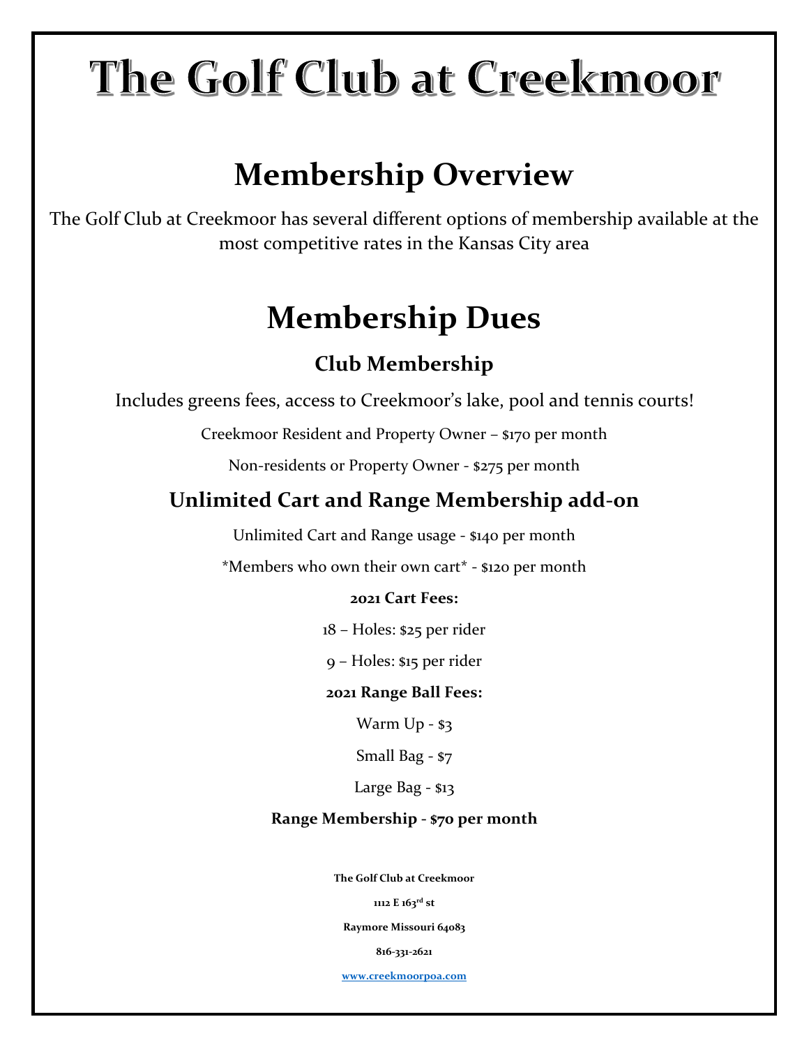# The Golf Club at Creekmoor

## Membership Overview

The Golf Club at Creekmoor has several different options of membership available at the most competitive rates in the Kansas City area

## Membership Dues

### Club Membership

Includes greens fees, access to Creekmoor's lake, pool and tennis courts!

Creekmoor Resident and Property Owner – $170 per month

Non-residents or Property Owner - $275 per month

### Unlimited Cart and Range Membership add-on

Unlimited Cart and Range usage - $140 per month

*Members who own their own cart* - $120 per month

**2021 Cart Fees:**

18 – Holes: $25 per rider

9 – Holes: $15 per rider

**2021 Range Ball Fees:**

Warm Up - $3

Small Bag - $7

Large Bag - $13

**Range Membership - $70 per month**

**The Golf Club at Creekmoor**

**1112 E 163rd st**

**Raymore Missouri 64083**

**816-331-2621**

**www.creekmoorpoa.com**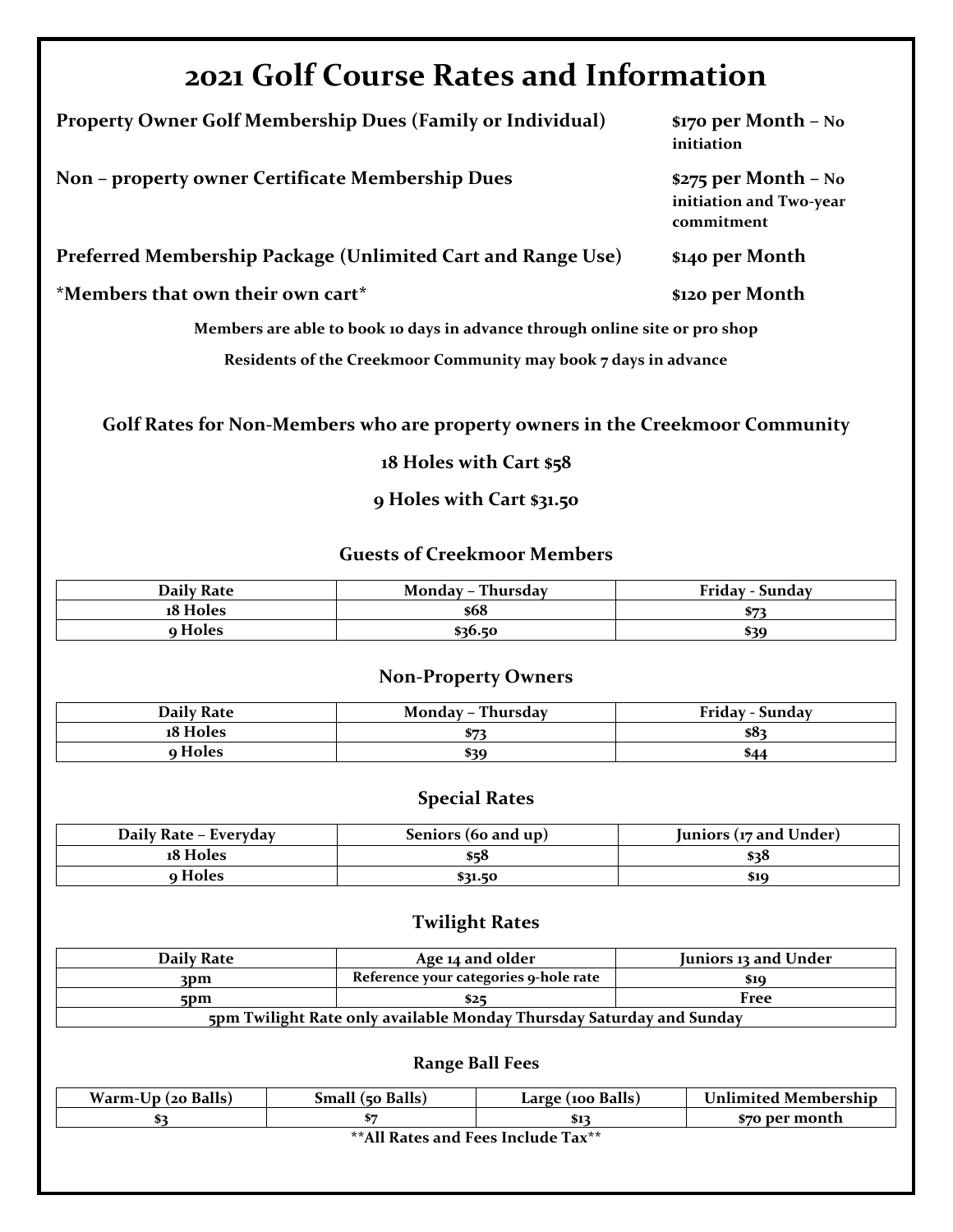# 2021 Golf Course Rates and Information

**Property Owner Golf Membership Dues (Family or Individual)** — **$170 per Month – No initiation**

**Non – property owner Certificate Membership Dues** — **$275 per Month – No initiation and Two-year commitment**

**Preferred Membership Package (Unlimited Cart and Range Use)** — **$140 per Month**

**\*Members that own their own cart\*** — **$120 per Month**

**Members are able to book 10 days in advance through online site or pro shop**

**Residents of the Creekmoor Community may book 7 days in advance**

### Golf Rates for Non-Members who are property owners in the Creekmoor Community

**18 Holes with Cart $58**

**9 Holes with Cart $31.50**

### Guests of Creekmoor Members

| Daily Rate | Monday – Thursday | Friday - Sunday |
| --- | --- | --- |
| 18 Holes | $68 | $73 |
| 9 Holes | $36.50 | $39 |

### Non-Property Owners

| Daily Rate | Monday – Thursday | Friday - Sunday |
| --- | --- | --- |
| 18 Holes | $73 | $83 |
| 9 Holes | $39 | $44 |

### Special Rates

| Daily Rate – Everyday | Seniors (60 and up) | Juniors (17 and Under) |
| --- | --- | --- |
| 18 Holes | $58 | $38 |
| 9 Holes | $31.50 | $19 |

### Twilight Rates

| Daily Rate | Age 14 and older | Juniors 13 and Under |
| --- | --- | --- |
| 3pm | Reference your categories 9-hole rate | $19 |
| 5pm | $25 | Free |
| 5pm Twilight Rate only available Monday Thursday Saturday and Sunday | | |

### Range Ball Fees

| Warm-Up (20 Balls) | Small (50 Balls) | Large (100 Balls) | Unlimited Membership |
| --- | --- | --- | --- |
| $3 | $7 | $13 | $70 per month |

**\*\*All Rates and Fees Include Tax\*\***